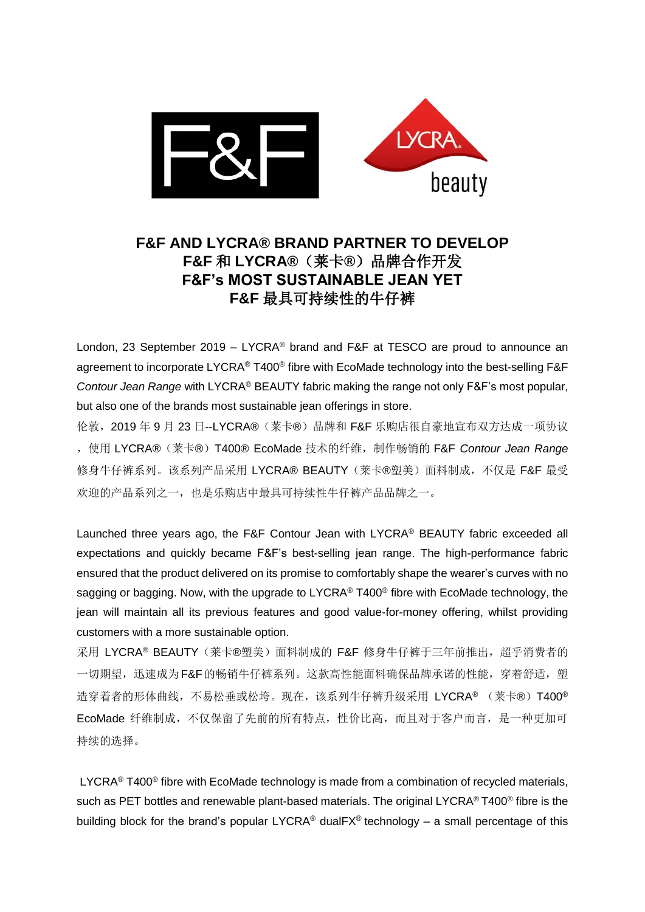# F&F AND LYCRA® BRAND PARTNER TO DEVELOP
# F&F 和 LYCRA®（莱卡®）品牌合作开发
# F&F's MOST SUSTAINABLE JEAN YET
# F&F 最具可持续性的牛仔裤

London, 23 September 2019 – LYCRA® brand and F&F at TESCO are proud to announce an agreement to incorporate LYCRA® T400® fibre with EcoMade technology into the best-selling F&F *Contour Jean Range* with LYCRA® BEAUTY fabric making the range not only F&F's most popular, but also one of the brands most sustainable jean offerings in store.

伦敦，2019 年 9 月 23 日--LYCRA®（莱卡®）品牌和 F&F 乐购店很自豪地宣布双方达成一项协议，使用 LYCRA®（莱卡®）T400® EcoMade 技术的纤维，制作畅销的 F&F *Contour Jean Range* 修身牛仔裤系列。该系列产品采用 LYCRA® BEAUTY（莱卡®塑美）面料制成，不仅是 F&F 最受欢迎的产品系列之一，也是乐购店中最具可持续性牛仔裤产品品牌之一。

Launched three years ago, the F&F Contour Jean with LYCRA® BEAUTY fabric exceeded all expectations and quickly became F&F's best-selling jean range. The high-performance fabric ensured that the product delivered on its promise to comfortably shape the wearer's curves with no sagging or bagging. Now, with the upgrade to LYCRA® T400® fibre with EcoMade technology, the jean will maintain all its previous features and good value-for-money offering, whilst providing customers with a more sustainable option.

采用 LYCRA® BEAUTY（莱卡®塑美）面料制成的 F&F 修身牛仔裤于三年前推出，超乎消费者的一切期望，迅速成为F&F的畅销牛仔裤系列。这款高性能面料确保品牌承诺的性能，穿着舒适，塑造穿着者的形体曲线，不易松垂或松垮。现在，该系列牛仔裤升级采用 LYCRA®（莱卡®）T400® EcoMade 纤维制成，不仅保留了先前的所有特点，性价比高，而且对于客户而言，是一种更加可持续的选择。

LYCRA® T400® fibre with EcoMade technology is made from a combination of recycled materials, such as PET bottles and renewable plant-based materials. The original LYCRA® T400® fibre is the building block for the brand's popular LYCRA® dualFX® technology – a small percentage of this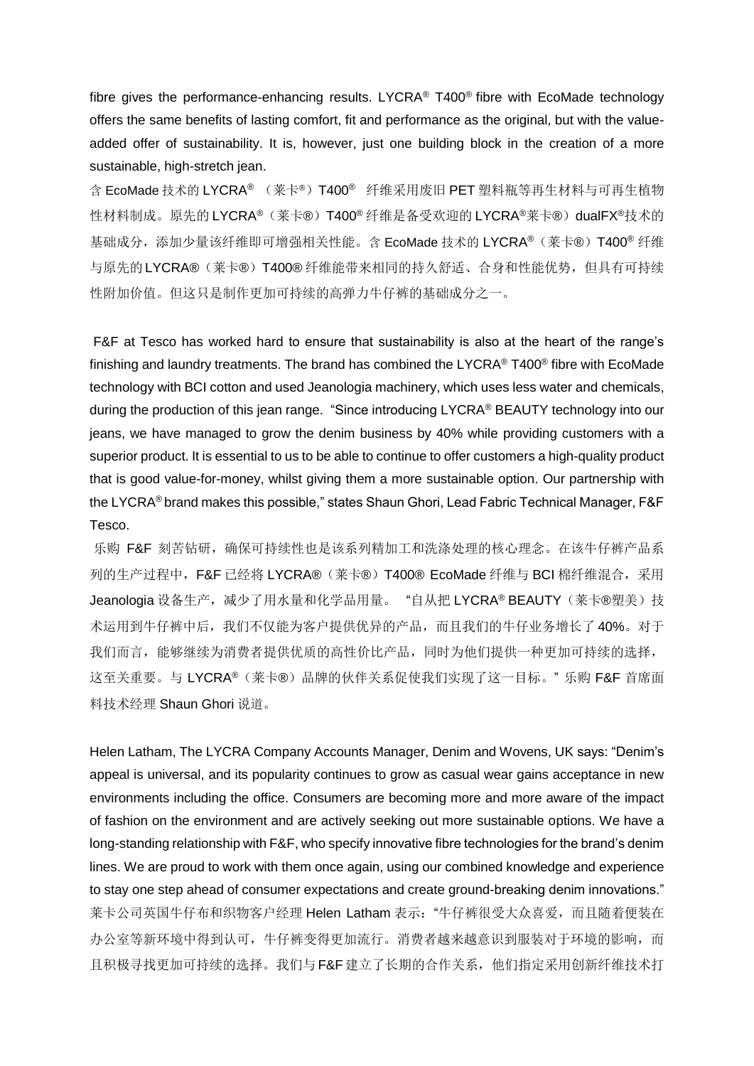fibre gives the performance-enhancing results. LYCRA® T400® fibre with EcoMade technology offers the same benefits of lasting comfort, fit and performance as the original, but with the value-added offer of sustainability. It is, however, just one building block in the creation of a more sustainable, high-stretch jean.

含 EcoMade 技术的 LYCRA® （莱卡®）T400® 纤维采用废旧 PET 塑料瓶等再生材料与可再生植物性材料制成。原先的 LYCRA®（莱卡®）T400® 纤维是备受欢迎的 LYCRA®莱卡®）dualFX®技术的基础成分，添加少量该纤维即可增强相关性能。含 EcoMade 技术的 LYCRA®（莱卡®）T400® 纤维与原先的LYCRA®（莱卡®）T400® 纤维能带来相同的持久舒适、合身和性能优势，但具有可持续性附加价值。但这只是制作更加可持续的高弹力牛仔裤的基础成分之一。

F&F at Tesco has worked hard to ensure that sustainability is also at the heart of the range's finishing and laundry treatments. The brand has combined the LYCRA® T400® fibre with EcoMade technology with BCI cotton and used Jeanologia machinery, which uses less water and chemicals, during the production of this jean range. "Since introducing LYCRA® BEAUTY technology into our jeans, we have managed to grow the denim business by 40% while providing customers with a superior product. It is essential to us to be able to continue to offer customers a high-quality product that is good value-for-money, whilst giving them a more sustainable option. Our partnership with the LYCRA® brand makes this possible," states Shaun Ghori, Lead Fabric Technical Manager, F&F Tesco.

乐购 F&F 刻苦钻研，确保可持续性也是该系列精加工和洗涤处理的核心理念。在该牛仔裤产品系列的生产过程中，F&F 已经将 LYCRA®（莱卡®）T400® EcoMade 纤维与 BCI 棉纤维混合，采用 Jeanologia 设备生产，减少了用水量和化学品用量。 "自从把 LYCRA® BEAUTY（莱卡®塑美）技术运用到牛仔裤中后，我们不仅能为客户提供优异的产品，而且我们的牛仔业务增长了 40%。对于我们而言，能够继续为消费者提供优质的高性价比产品，同时为他们提供一种更加可持续的选择，这至关重要。与 LYCRA®（莱卡®）品牌的伙伴关系促使我们实现了这一目标。" 乐购 F&F 首席面料技术经理 Shaun Ghori 说道。

Helen Latham, The LYCRA Company Accounts Manager, Denim and Wovens, UK says: "Denim's appeal is universal, and its popularity continues to grow as casual wear gains acceptance in new environments including the office. Consumers are becoming more and more aware of the impact of fashion on the environment and are actively seeking out more sustainable options. We have a long-standing relationship with F&F, who specify innovative fibre technologies for the brand's denim lines. We are proud to work with them once again, using our combined knowledge and experience to stay one step ahead of consumer expectations and create ground-breaking denim innovations."

莱卡公司英国牛仔布和织物客户经理 Helen Latham 表示："牛仔裤很受大众喜爱，而且随着便装在办公室等新环境中得到认可，牛仔裤变得更加流行。消费者越来越意识到服装对于环境的影响，而且积极寻找更加可持续的选择。我们与 F&F 建立了长期的合作关系，他们指定采用创新纤维技术打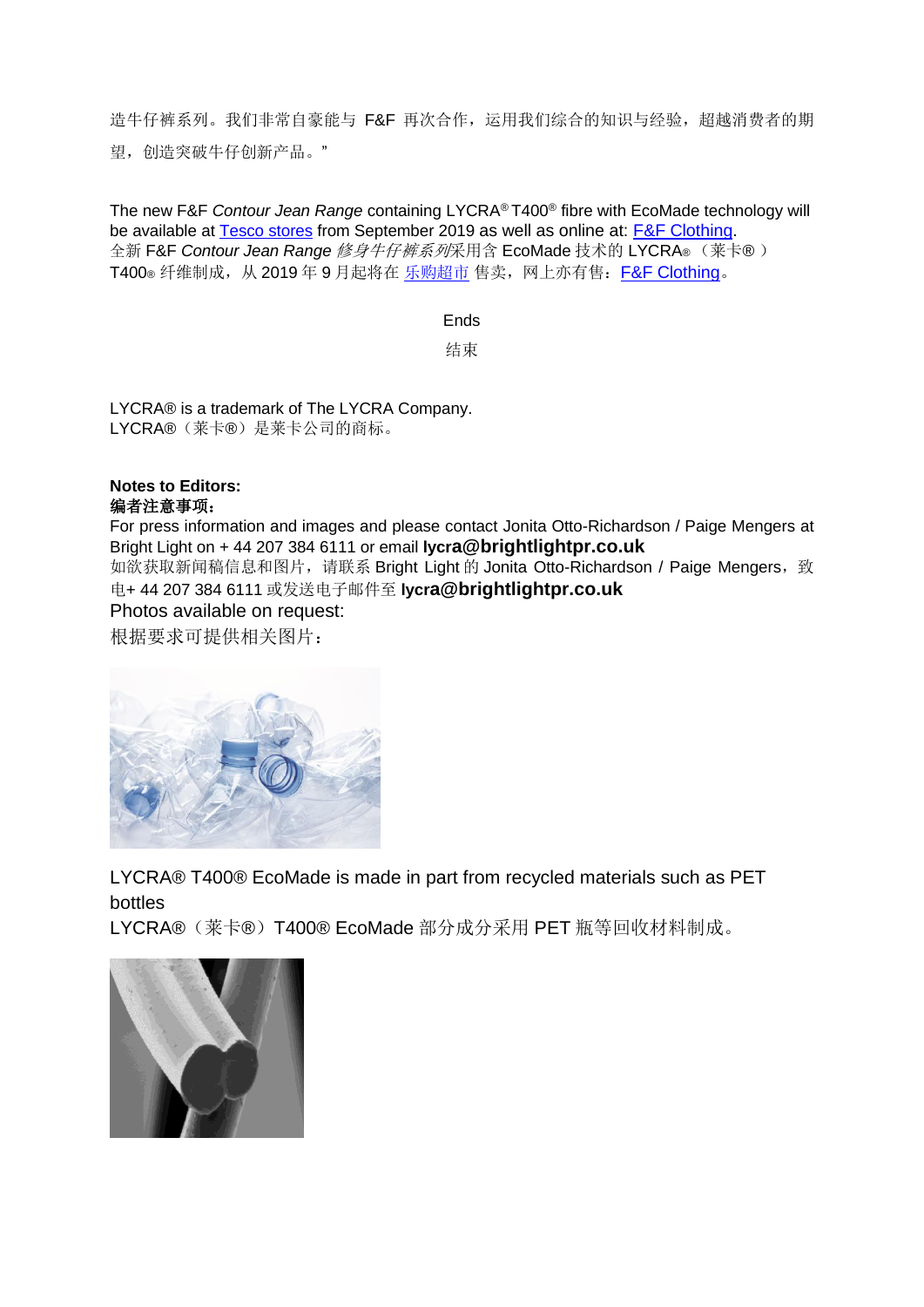造牛仔裤系列。我们非常自豪能与 F&F 再次合作，运用我们综合的知识与经验，超越消费者的期望，创造突破牛仔创新产品。"

The new F&F *Contour Jean Range* containing LYCRA® T400® fibre with EcoMade technology will be available at Tesco stores from September 2019 as well as online at: F&F Clothing.
全新 F&F *Contour Jean Range 修身牛仔裤系列*采用含 EcoMade 技术的 LYCRA®（莱卡®）T400® 纤维制成，从 2019 年 9 月起将在乐购超市售卖，网上亦有售：F&F Clothing。

Ends

结束

LYCRA® is a trademark of The LYCRA Company.
LYCRA®（莱卡®）是莱卡公司的商标。

**Notes to Editors:**
**编者注意事项：**
For press information and images and please contact Jonita Otto-Richardson / Paige Mengers at Bright Light on + 44 207 384 6111 or email **lycra@brightlightpr.co.uk**
如欲获取新闻稿信息和图片，请联系 Bright Light 的 Jonita Otto-Richardson / Paige Mengers，致电+ 44 207 384 6111 或发送电子邮件至 **lycra@brightlightpr.co.uk**
Photos available on request:
根据要求可提供相关图片：

LYCRA® T400® EcoMade is made in part from recycled materials such as PET bottles
LYCRA®（莱卡®）T400® EcoMade 部分成分采用 PET 瓶等回收材料制成。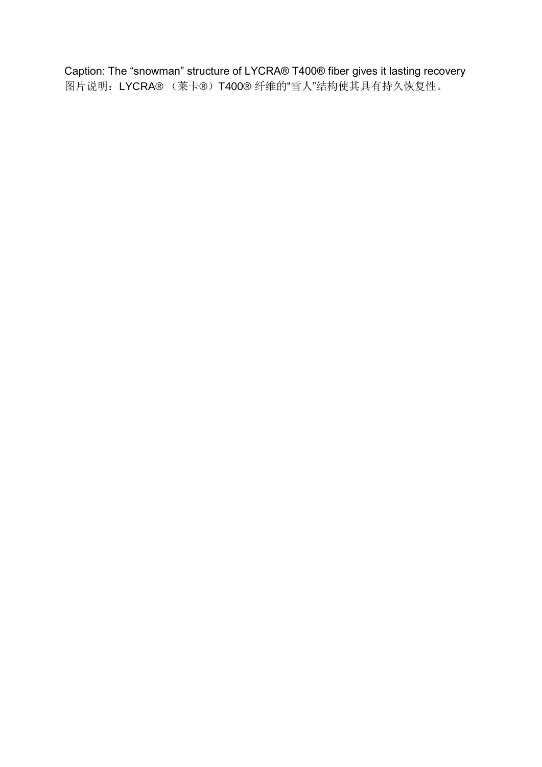Caption: The “snowman” structure of LYCRA® T400® fiber gives it lasting recovery

图片说明：LYCRA® （莱卡®）T400® 纤维的“雪人”结构使其具有持久恢复性。